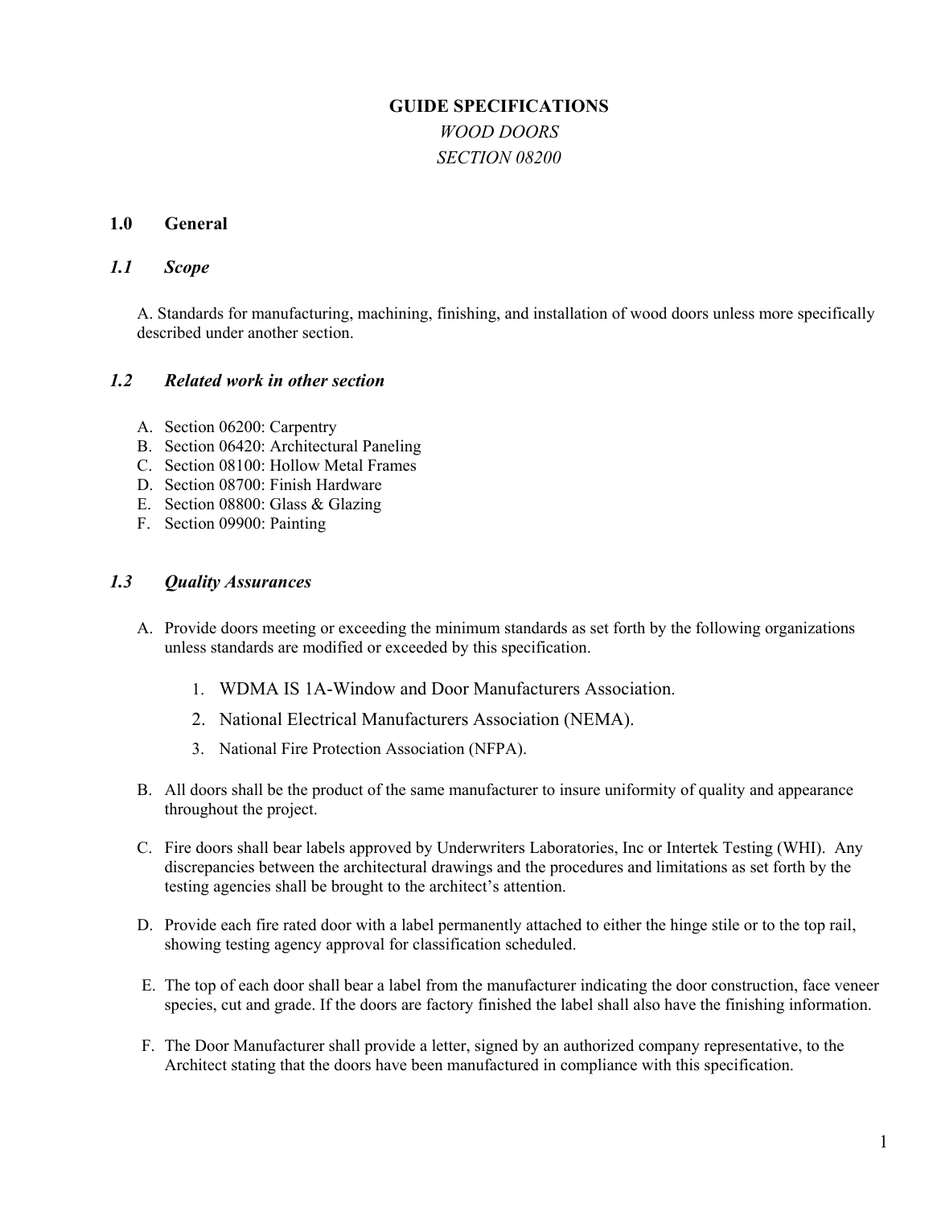# GUIDE SPECIFICATIONS

*WOOD DOORS*

*SECTION 08200*

## 1.0 General

### *1.1 Scope*

A. Standards for manufacturing, machining, finishing, and installation of wood doors unless more specifically described under another section.

### *1.2 Related work in other section*

A. Section 06200: Carpentry
B. Section 06420: Architectural Paneling
C. Section 08100: Hollow Metal Frames
D. Section 08700: Finish Hardware
E. Section 08800: Glass & Glazing
F. Section 09900: Painting

### *1.3 Quality Assurances*

A. Provide doors meeting or exceeding the minimum standards as set forth by the following organizations unless standards are modified or exceeded by this specification.

1. WDMA IS 1A-Window and Door Manufacturers Association.
2. National Electrical Manufacturers Association (NEMA).
3. National Fire Protection Association (NFPA).

B. All doors shall be the product of the same manufacturer to insure uniformity of quality and appearance throughout the project.

C. Fire doors shall bear labels approved by Underwriters Laboratories, Inc or Intertek Testing (WHI). Any discrepancies between the architectural drawings and the procedures and limitations as set forth by the testing agencies shall be brought to the architect's attention.

D. Provide each fire rated door with a label permanently attached to either the hinge stile or to the top rail, showing testing agency approval for classification scheduled.

E. The top of each door shall bear a label from the manufacturer indicating the door construction, face veneer species, cut and grade. If the doors are factory finished the label shall also have the finishing information.

F. The Door Manufacturer shall provide a letter, signed by an authorized company representative, to the Architect stating that the doors have been manufactured in compliance with this specification.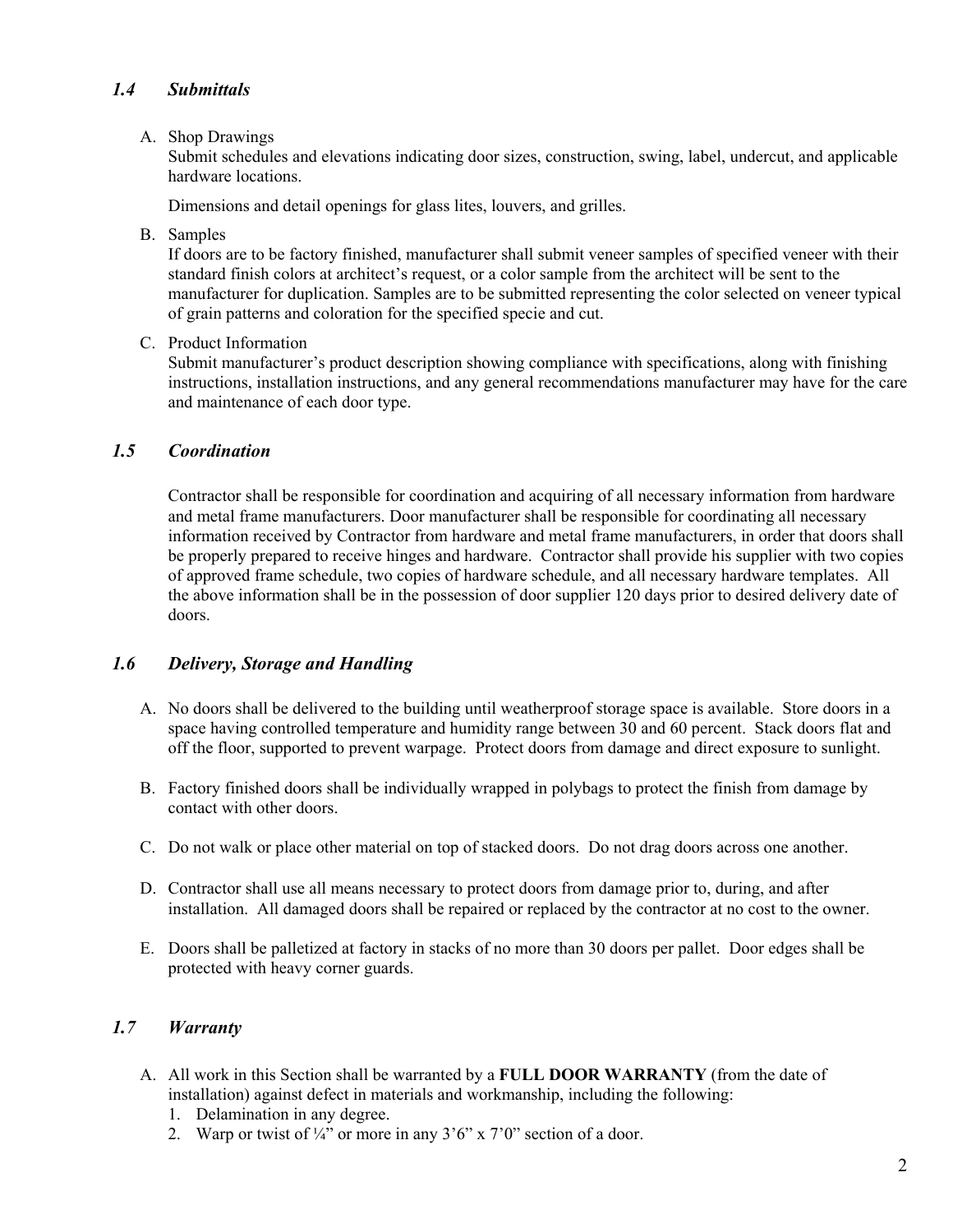## *1.4 Submittals*

A. Shop Drawings
Submit schedules and elevations indicating door sizes, construction, swing, label, undercut, and applicable hardware locations.

Dimensions and detail openings for glass lites, louvers, and grilles.

B. Samples
If doors are to be factory finished, manufacturer shall submit veneer samples of specified veneer with their standard finish colors at architect's request, or a color sample from the architect will be sent to the manufacturer for duplication. Samples are to be submitted representing the color selected on veneer typical of grain patterns and coloration for the specified specie and cut.

C. Product Information
Submit manufacturer's product description showing compliance with specifications, along with finishing instructions, installation instructions, and any general recommendations manufacturer may have for the care and maintenance of each door type.

## *1.5 Coordination*

Contractor shall be responsible for coordination and acquiring of all necessary information from hardware and metal frame manufacturers. Door manufacturer shall be responsible for coordinating all necessary information received by Contractor from hardware and metal frame manufacturers, in order that doors shall be properly prepared to receive hinges and hardware. Contractor shall provide his supplier with two copies of approved frame schedule, two copies of hardware schedule, and all necessary hardware templates. All the above information shall be in the possession of door supplier 120 days prior to desired delivery date of doors.

## *1.6 Delivery, Storage and Handling*

A. No doors shall be delivered to the building until weatherproof storage space is available. Store doors in a space having controlled temperature and humidity range between 30 and 60 percent. Stack doors flat and off the floor, supported to prevent warpage. Protect doors from damage and direct exposure to sunlight.

B. Factory finished doors shall be individually wrapped in polybags to protect the finish from damage by contact with other doors.

C. Do not walk or place other material on top of stacked doors. Do not drag doors across one another.

D. Contractor shall use all means necessary to protect doors from damage prior to, during, and after installation. All damaged doors shall be repaired or replaced by the contractor at no cost to the owner.

E. Doors shall be palletized at factory in stacks of no more than 30 doors per pallet. Door edges shall be protected with heavy corner guards.

## *1.7 Warranty*

A. All work in this Section shall be warranted by a **FULL DOOR WARRANTY** (from the date of installation) against defect in materials and workmanship, including the following:
   1. Delamination in any degree.
   2. Warp or twist of ¼" or more in any 3'6" x 7'0" section of a door.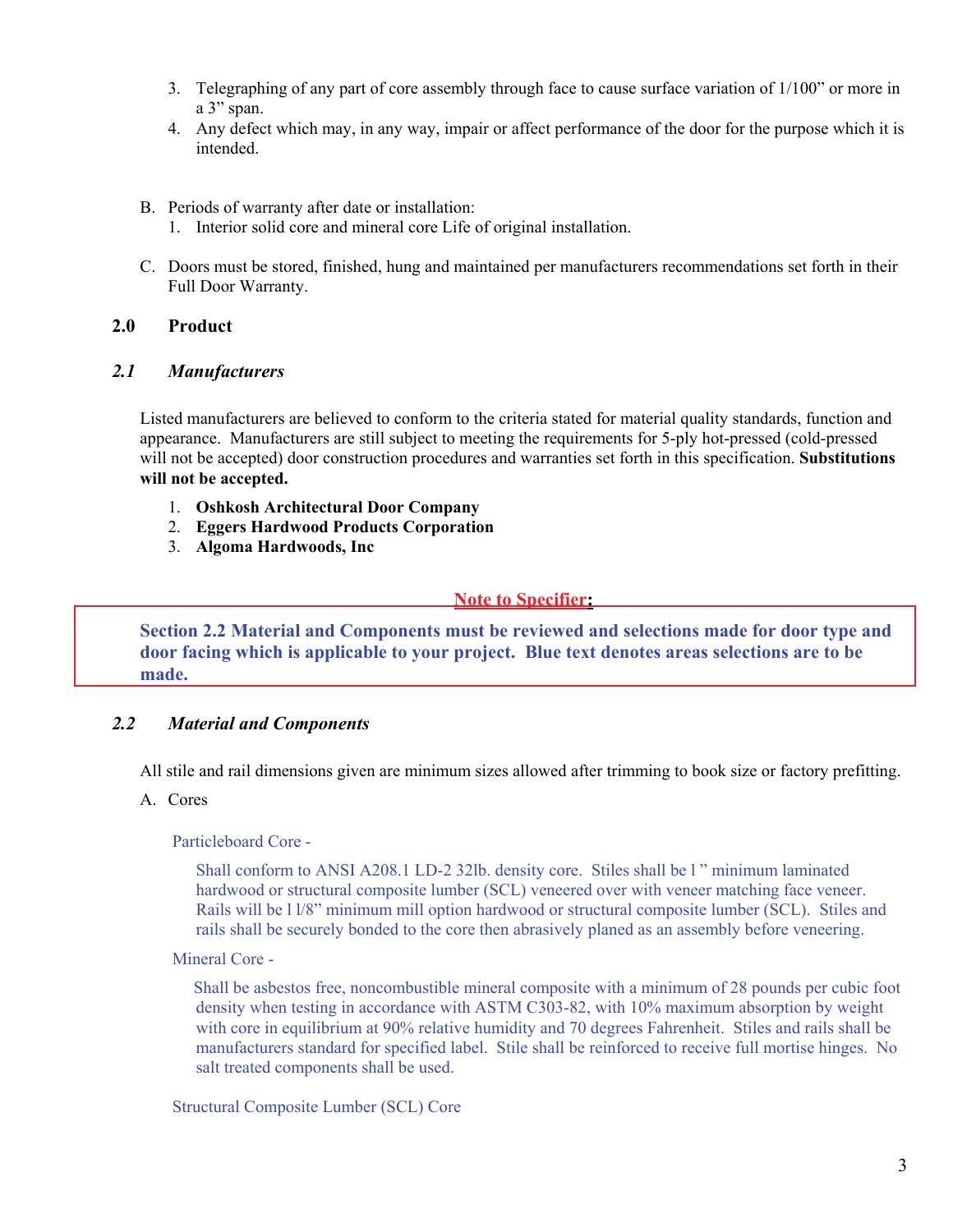3. Telegraphing of any part of core assembly through face to cause surface variation of 1/100" or more in a 3" span.
4. Any defect which may, in any way, impair or affect performance of the door for the purpose which it is intended.

B. Periods of warranty after date or installation:
   1. Interior solid core and mineral core Life of original installation.

C. Doors must be stored, finished, hung and maintained per manufacturers recommendations set forth in their Full Door Warranty.

## 2.0 Product

### *2.1 Manufacturers*

Listed manufacturers are believed to conform to the criteria stated for material quality standards, function and appearance. Manufacturers are still subject to meeting the requirements for 5-ply hot-pressed (cold-pressed will not be accepted) door construction procedures and warranties set forth in this specification. **Substitutions will not be accepted.**

1. **Oshkosh Architectural Door Company**
2. **Eggers Hardwood Products Corporation**
3. **Algoma Hardwoods, Inc**

**Note to Specifier:**

**Section 2.2 Material and Components must be reviewed and selections made for door type and door facing which is applicable to your project. Blue text denotes areas selections are to be made.**

### *2.2 Material and Components*

All stile and rail dimensions given are minimum sizes allowed after trimming to book size or factory prefitting.

A. Cores

Particleboard Core -

Shall conform to ANSI A208.1 LD-2 32lb. density core. Stiles shall be l " minimum laminated hardwood or structural composite lumber (SCL) veneered over with veneer matching face veneer. Rails will be l l/8" minimum mill option hardwood or structural composite lumber (SCL). Stiles and rails shall be securely bonded to the core then abrasively planed as an assembly before veneering.

Mineral Core -

Shall be asbestos free, noncombustible mineral composite with a minimum of 28 pounds per cubic foot density when testing in accordance with ASTM C303-82, with 10% maximum absorption by weight with core in equilibrium at 90% relative humidity and 70 degrees Fahrenheit. Stiles and rails shall be manufacturers standard for specified label. Stile shall be reinforced to receive full mortise hinges. No salt treated components shall be used.

Structural Composite Lumber (SCL) Core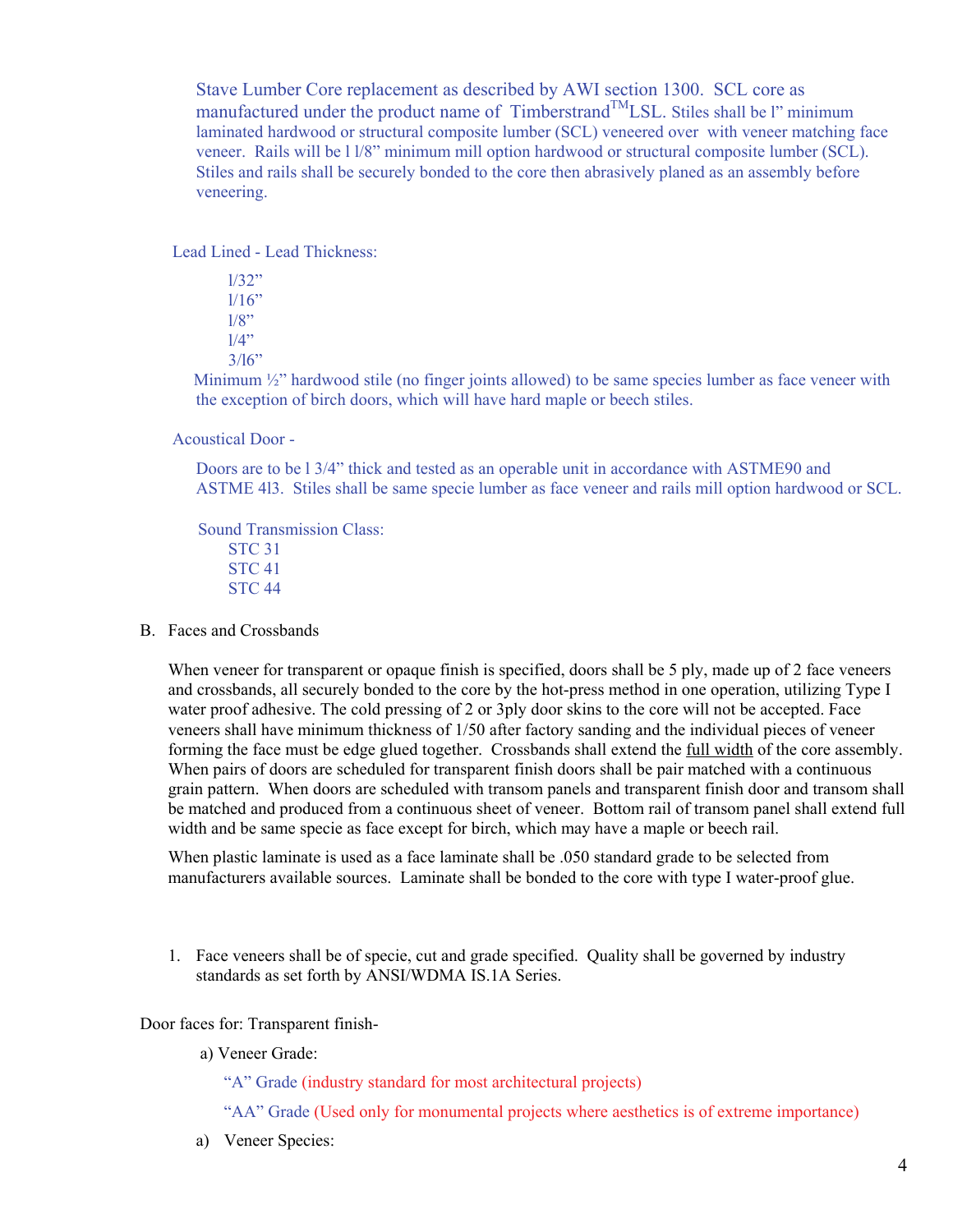Stave Lumber Core replacement as described by AWI section 1300. SCL core as manufactured under the product name of Timberstrand™ LSL. Stiles shall be l" minimum laminated hardwood or structural composite lumber (SCL) veneered over with veneer matching face veneer. Rails will be l l/8" minimum mill option hardwood or structural composite lumber (SCL). Stiles and rails shall be securely bonded to the core then abrasively planed as an assembly before veneering.

Lead Lined - Lead Thickness:

- l/32"
- l/16"
- l/8"
- l/4"
- 3/l6"

Minimum ½" hardwood stile (no finger joints allowed) to be same species lumber as face veneer with the exception of birch doors, which will have hard maple or beech stiles.

Acoustical Door -

Doors are to be l 3/4" thick and tested as an operable unit in accordance with ASTME90 and ASTME 4l3. Stiles shall be same specie lumber as face veneer and rails mill option hardwood or SCL.

Sound Transmission Class:

- STC 31
- STC 41
- STC 44

B. Faces and Crossbands

When veneer for transparent or opaque finish is specified, doors shall be 5 ply, made up of 2 face veneers and crossbands, all securely bonded to the core by the hot-press method in one operation, utilizing Type I water proof adhesive. The cold pressing of 2 or 3ply door skins to the core will not be accepted. Face veneers shall have minimum thickness of 1/50 after factory sanding and the individual pieces of veneer forming the face must be edge glued together. Crossbands shall extend the full width of the core assembly. When pairs of doors are scheduled for transparent finish doors shall be pair matched with a continuous grain pattern. When doors are scheduled with transom panels and transparent finish door and transom shall be matched and produced from a continuous sheet of veneer. Bottom rail of transom panel shall extend full width and be same specie as face except for birch, which may have a maple or beech rail.

When plastic laminate is used as a face laminate shall be .050 standard grade to be selected from manufacturers available sources. Laminate shall be bonded to the core with type I water-proof glue.

1. Face veneers shall be of specie, cut and grade specified. Quality shall be governed by industry standards as set forth by ANSI/WDMA IS.1A Series.

Door faces for: Transparent finish-

a) Veneer Grade:

"A" Grade (industry standard for most architectural projects)

"AA" Grade (Used only for monumental projects where aesthetics is of extreme importance)

a) Veneer Species: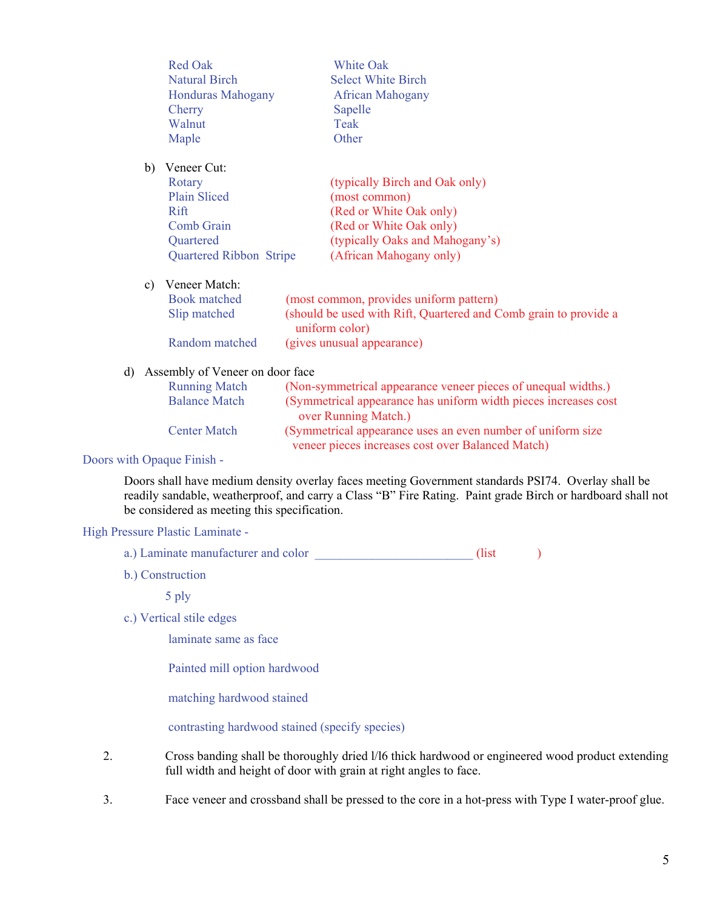| | |
|---|---|
| Red Oak | White Oak |
| Natural Birch | Select White Birch |
| Honduras Mahogany | African Mahogany |
| Cherry | Sapelle |
| Walnut | Teak |
| Maple | Other |

b) Veneer Cut:

| | |
|---|---|
| Rotary | (typically Birch and Oak only) |
| Plain Sliced | (most common) |
| Rift | (Red or White Oak only) |
| Comb Grain | (Red or White Oak only) |
| Quartered | (typically Oaks and Mahogany's) |
| Quartered Ribbon Stripe | (African Mahogany only) |

c) Veneer Match:

| | |
|---|---|
| Book matched | (most common, provides uniform pattern) |
| Slip matched | (should be used with Rift, Quartered and Comb grain to provide a uniform color) |
| Random matched | (gives unusual appearance) |

d) Assembly of Veneer on door face

| | |
|---|---|
| Running Match | (Non-symmetrical appearance veneer pieces of unequal widths.) |
| Balance Match | (Symmetrical appearance has uniform width pieces increases cost over Running Match.) |
| Center Match | (Symmetrical appearance uses an even number of uniform size veneer pieces increases cost over Balanced Match) |

Doors with Opaque Finish -

Doors shall have medium density overlay faces meeting Government standards PSI74. Overlay shall be readily sandable, weatherproof, and carry a Class "B" Fire Rating. Paint grade Birch or hardboard shall not be considered as meeting this specification.

High Pressure Plastic Laminate -

a.) Laminate manufacturer and color _________________________ (list )

b.) Construction

5 ply

c.) Vertical stile edges

laminate same as face

Painted mill option hardwood

matching hardwood stained

contrasting hardwood stained (specify species)

2. Cross banding shall be thoroughly dried l/l6 thick hardwood or engineered wood product extending full width and height of door with grain at right angles to face.

3. Face veneer and crossband shall be pressed to the core in a hot-press with Type I water-proof glue.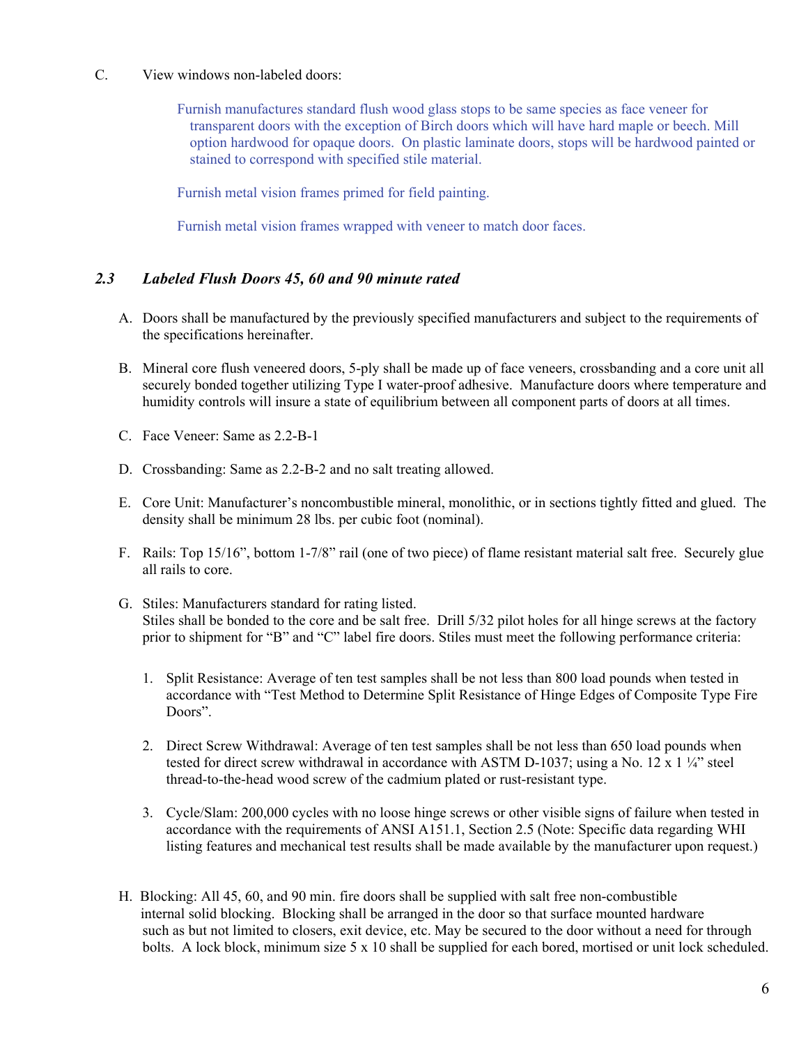C. View windows non-labeled doors:

Furnish manufactures standard flush wood glass stops to be same species as face veneer for transparent doors with the exception of Birch doors which will have hard maple or beech. Mill option hardwood for opaque doors. On plastic laminate doors, stops will be hardwood painted or stained to correspond with specified stile material.

Furnish metal vision frames primed for field painting.

Furnish metal vision frames wrapped with veneer to match door faces.

### *2.3 Labeled Flush Doors 45, 60 and 90 minute rated*

A. Doors shall be manufactured by the previously specified manufacturers and subject to the requirements of the specifications hereinafter.

B. Mineral core flush veneered doors, 5-ply shall be made up of face veneers, crossbanding and a core unit all securely bonded together utilizing Type I water-proof adhesive. Manufacture doors where temperature and humidity controls will insure a state of equilibrium between all component parts of doors at all times.

C. Face Veneer: Same as 2.2-B-1

D. Crossbanding: Same as 2.2-B-2 and no salt treating allowed.

E. Core Unit: Manufacturer's noncombustible mineral, monolithic, or in sections tightly fitted and glued. The density shall be minimum 28 lbs. per cubic foot (nominal).

F. Rails: Top 15/16", bottom 1-7/8" rail (one of two piece) of flame resistant material salt free. Securely glue all rails to core.

G. Stiles: Manufacturers standard for rating listed.
Stiles shall be bonded to the core and be salt free. Drill 5/32 pilot holes for all hinge screws at the factory prior to shipment for "B" and "C" label fire doors. Stiles must meet the following performance criteria:

1. Split Resistance: Average of ten test samples shall be not less than 800 load pounds when tested in accordance with "Test Method to Determine Split Resistance of Hinge Edges of Composite Type Fire Doors".

2. Direct Screw Withdrawal: Average of ten test samples shall be not less than 650 load pounds when tested for direct screw withdrawal in accordance with ASTM D-1037; using a No. 12 x 1 ¼" steel thread-to-the-head wood screw of the cadmium plated or rust-resistant type.

3. Cycle/Slam: 200,000 cycles with no loose hinge screws or other visible signs of failure when tested in accordance with the requirements of ANSI A151.1, Section 2.5 (Note: Specific data regarding WHI listing features and mechanical test results shall be made available by the manufacturer upon request.)

H. Blocking: All 45, 60, and 90 min. fire doors shall be supplied with salt free non-combustible internal solid blocking. Blocking shall be arranged in the door so that surface mounted hardware such as but not limited to closers, exit device, etc. May be secured to the door without a need for through bolts. A lock block, minimum size 5 x 10 shall be supplied for each bored, mortised or unit lock scheduled.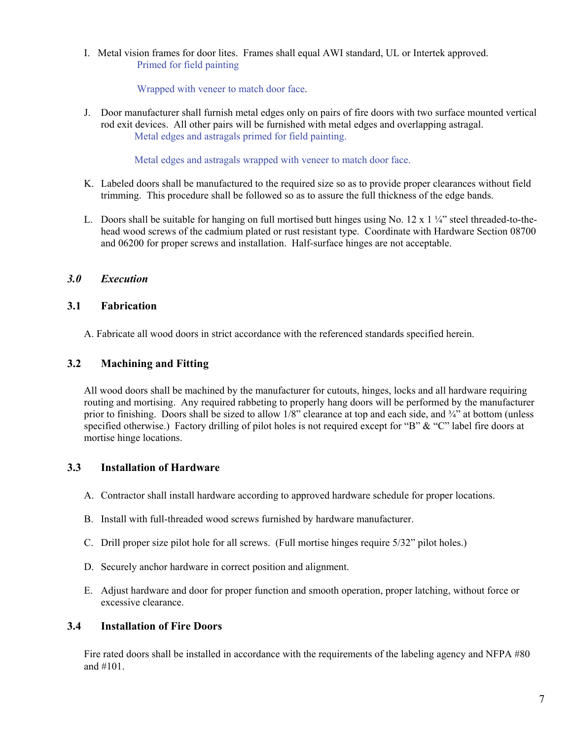I. Metal vision frames for door lites. Frames shall equal AWI standard, UL or Intertek approved.

   Primed for field painting

   Wrapped with veneer to match door face.

J. Door manufacturer shall furnish metal edges only on pairs of fire doors with two surface mounted vertical rod exit devices. All other pairs will be furnished with metal edges and overlapping astragal.

   Metal edges and astragals primed for field painting.

   Metal edges and astragals wrapped with veneer to match door face.

K. Labeled doors shall be manufactured to the required size so as to provide proper clearances without field trimming. This procedure shall be followed so as to assure the full thickness of the edge bands.

L. Doors shall be suitable for hanging on full mortised butt hinges using No. 12 x 1 ¼" steel threaded-to-the-head wood screws of the cadmium plated or rust resistant type. Coordinate with Hardware Section 08700 and 06200 for proper screws and installation. Half-surface hinges are not acceptable.

## *3.0 Execution*

### 3.1 Fabrication

A. Fabricate all wood doors in strict accordance with the referenced standards specified herein.

### 3.2 Machining and Fitting

All wood doors shall be machined by the manufacturer for cutouts, hinges, locks and all hardware requiring routing and mortising. Any required rabbeting to properly hang doors will be performed by the manufacturer prior to finishing. Doors shall be sized to allow 1/8" clearance at top and each side, and ¾" at bottom (unless specified otherwise.) Factory drilling of pilot holes is not required except for "B" & "C" label fire doors at mortise hinge locations.

### 3.3 Installation of Hardware

A. Contractor shall install hardware according to approved hardware schedule for proper locations.

B. Install with full-threaded wood screws furnished by hardware manufacturer.

C. Drill proper size pilot hole for all screws. (Full mortise hinges require 5/32" pilot holes.)

D. Securely anchor hardware in correct position and alignment.

E. Adjust hardware and door for proper function and smooth operation, proper latching, without force or excessive clearance.

### 3.4 Installation of Fire Doors

Fire rated doors shall be installed in accordance with the requirements of the labeling agency and NFPA #80 and #101.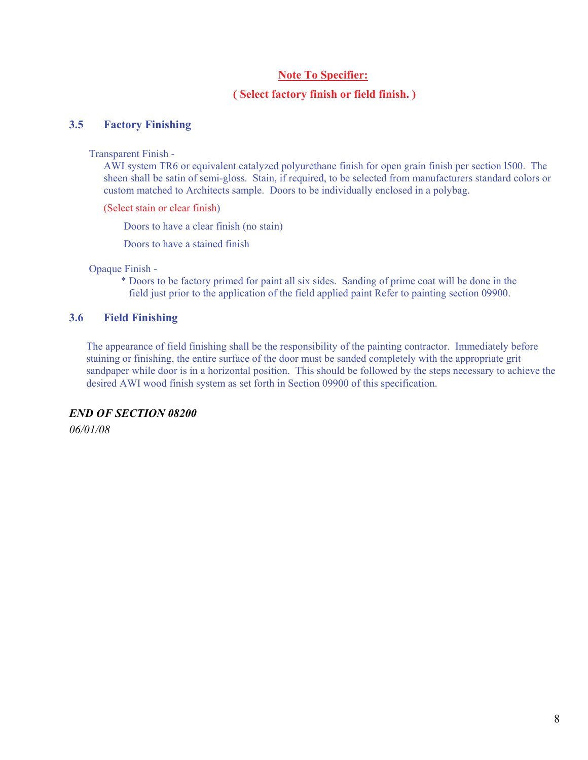**Note To Specifier:**

**( Select factory finish or field finish. )**

### 3.5 Factory Finishing

Transparent Finish -

AWI system TR6 or equivalent catalyzed polyurethane finish for open grain finish per section l500. The sheen shall be satin of semi-gloss. Stain, if required, to be selected from manufacturers standard colors or custom matched to Architects sample. Doors to be individually enclosed in a polybag.

(Select stain or clear finish)

Doors to have a clear finish (no stain)

Doors to have a stained finish

Opaque Finish -

* Doors to be factory primed for paint all six sides. Sanding of prime coat will be done in the field just prior to the application of the field applied paint Refer to painting section 09900.

### 3.6 Field Finishing

The appearance of field finishing shall be the responsibility of the painting contractor. Immediately before staining or finishing, the entire surface of the door must be sanded completely with the appropriate grit sandpaper while door is in a horizontal position. This should be followed by the steps necessary to achieve the desired AWI wood finish system as set forth in Section 09900 of this specification.

***END OF SECTION 08200***

*06/01/08*